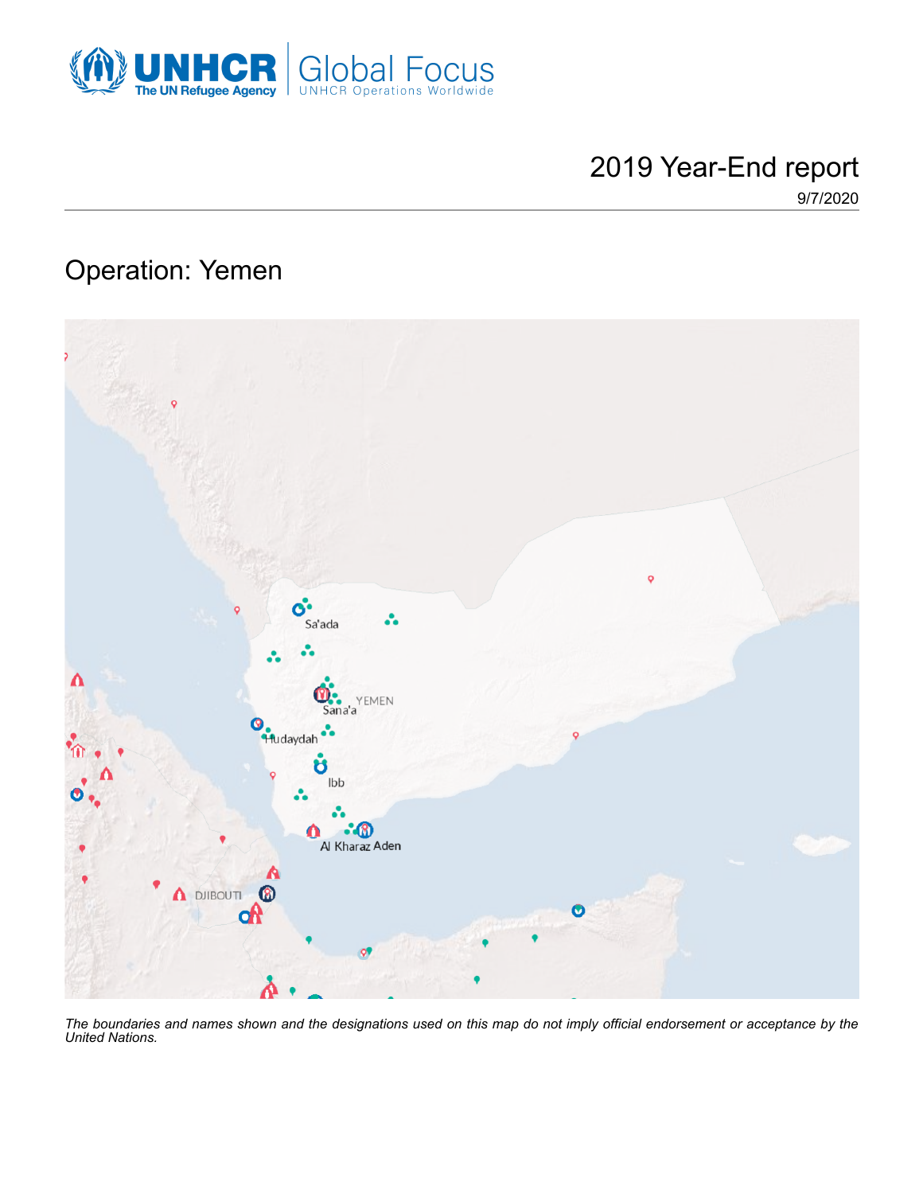UNHCR The UN Refugee Agency | Global Focus UNHCR Operations Worldwide

# 2019 Year-End report

9/7/2020

## Operation: Yemen

*The boundaries and names shown and the designations used on this map do not imply official endorsement or acceptance by the United Nations.*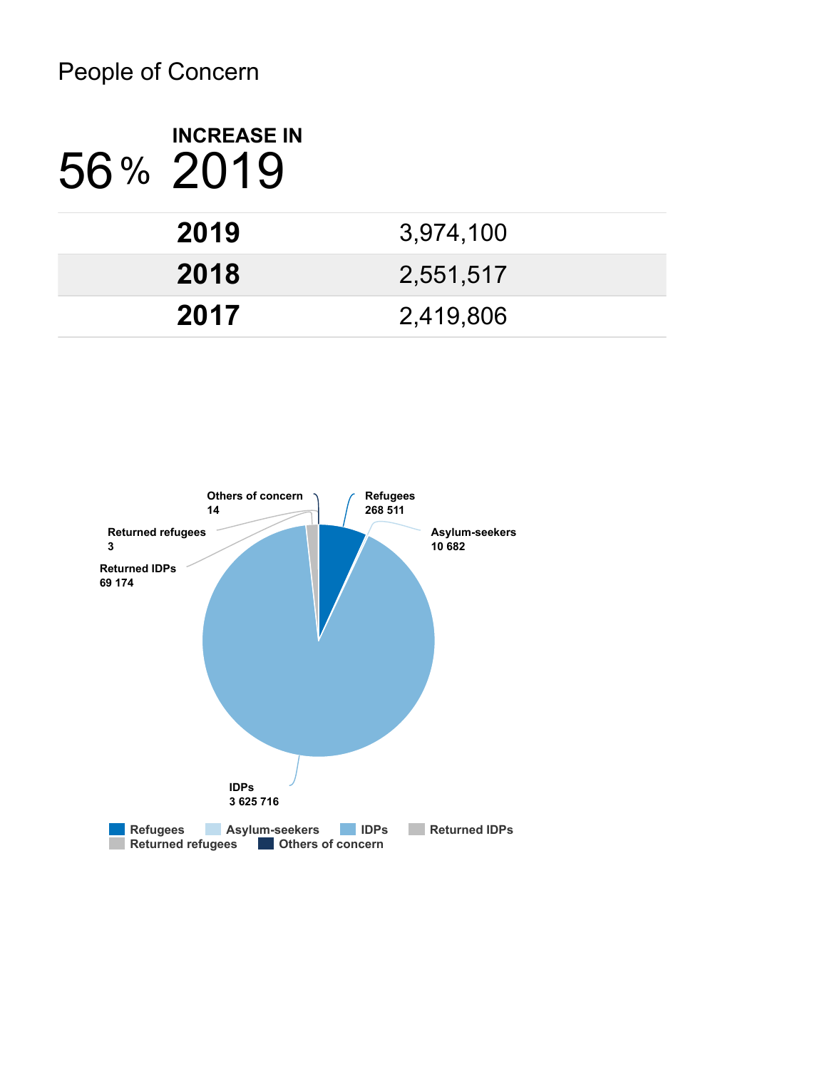# People of Concern

56 % **INCREASE IN** 2019

| | |
|---|---|
| **2019** | 3,974,100 |
| **2018** | 2,551,517 |
| **2017** | 2,419,806 |

**Others of concern** 14

**Refugees** 268 511

**Returned refugees** 3

**Asylum-seekers** 10 682

**Returned IDPs** 69 174

**IDPs** 3 625 716

Refugees | Asylum-seekers | IDPs | Returned IDPs | Returned refugees | Others of concern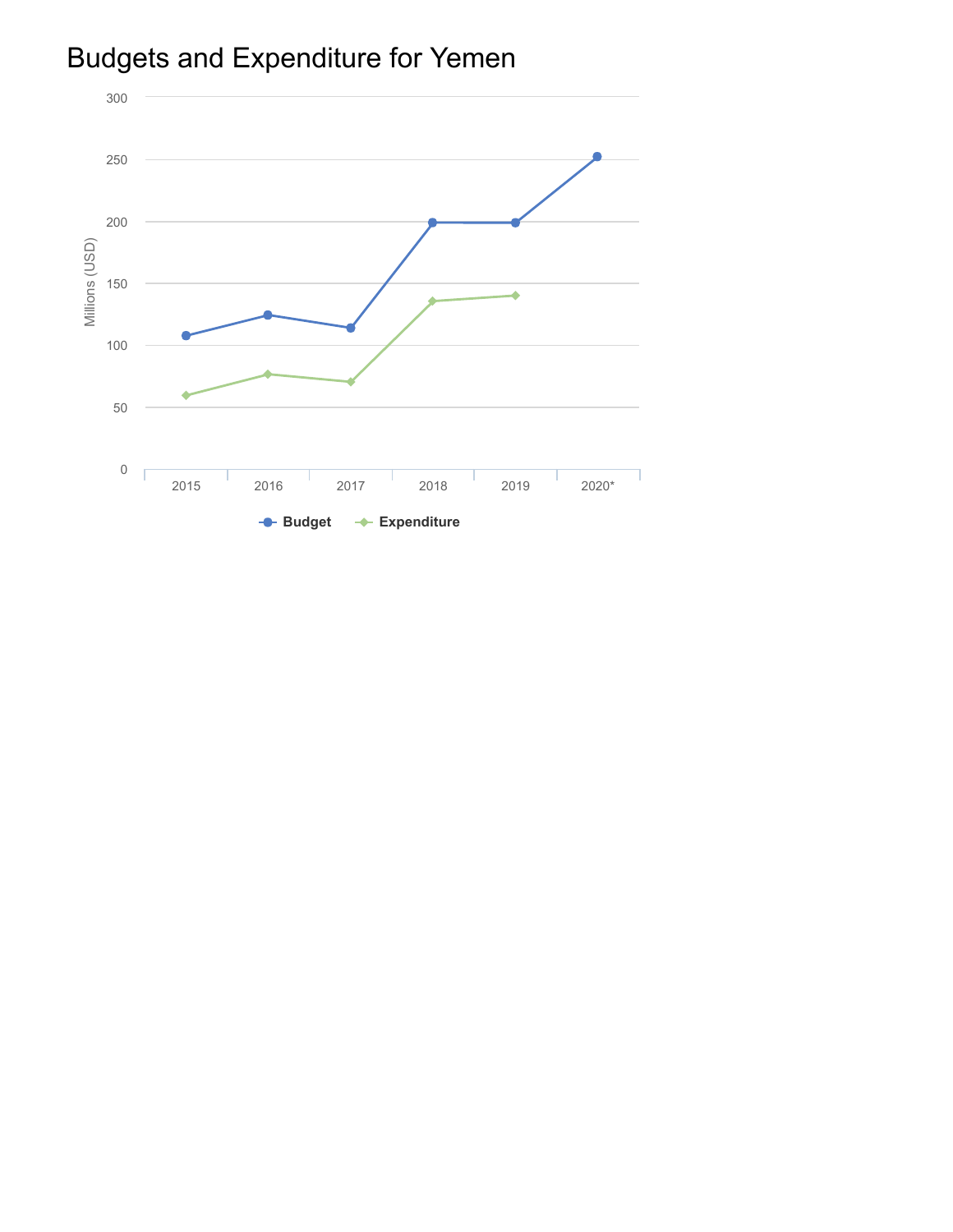## Budgets and Expenditure for Yemen

Millions (USD)

| Year | Budget | Expenditure |
| --- | --- | --- |
| 2015 | ~107 | ~59 |
| 2016 | ~124 | ~76 |
| 2017 | ~114 | ~70 |
| 2018 | ~199 | ~135 |
| 2019 | ~199 | ~140 |
| 2020* | ~252 | |

Legend: Budget, Expenditure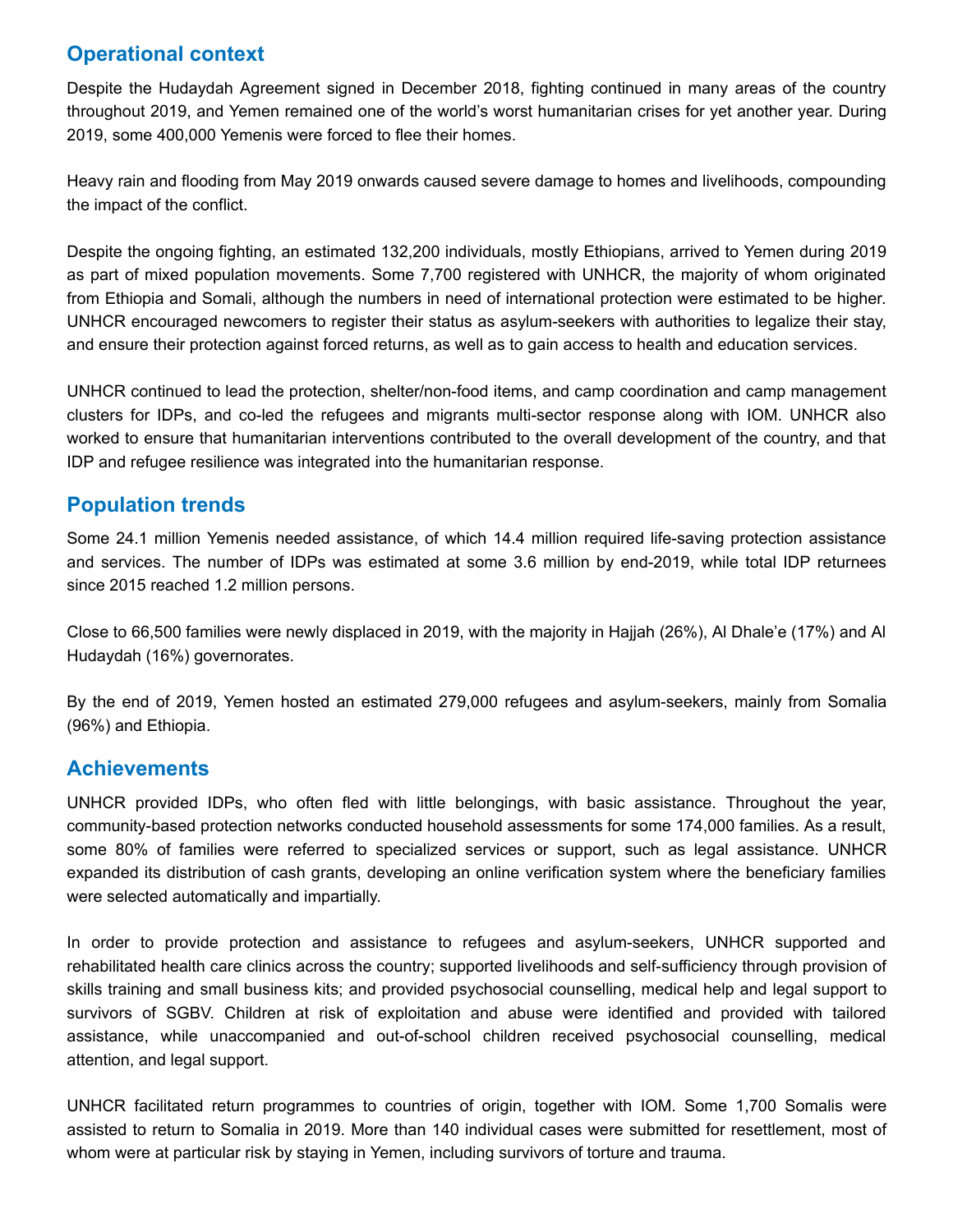## Operational context

Despite the Hudaydah Agreement signed in December 2018, fighting continued in many areas of the country throughout 2019, and Yemen remained one of the world's worst humanitarian crises for yet another year. During 2019, some 400,000 Yemenis were forced to flee their homes.

Heavy rain and flooding from May 2019 onwards caused severe damage to homes and livelihoods, compounding the impact of the conflict.

Despite the ongoing fighting, an estimated 132,200 individuals, mostly Ethiopians, arrived to Yemen during 2019 as part of mixed population movements. Some 7,700 registered with UNHCR, the majority of whom originated from Ethiopia and Somali, although the numbers in need of international protection were estimated to be higher. UNHCR encouraged newcomers to register their status as asylum-seekers with authorities to legalize their stay, and ensure their protection against forced returns, as well as to gain access to health and education services.

UNHCR continued to lead the protection, shelter/non-food items, and camp coordination and camp management clusters for IDPs, and co-led the refugees and migrants multi-sector response along with IOM. UNHCR also worked to ensure that humanitarian interventions contributed to the overall development of the country, and that IDP and refugee resilience was integrated into the humanitarian response.

## Population trends

Some 24.1 million Yemenis needed assistance, of which 14.4 million required life-saving protection assistance and services. The number of IDPs was estimated at some 3.6 million by end-2019, while total IDP returnees since 2015 reached 1.2 million persons.

Close to 66,500 families were newly displaced in 2019, with the majority in Hajjah (26%), Al Dhale'e (17%) and Al Hudaydah (16%) governorates.

By the end of 2019, Yemen hosted an estimated 279,000 refugees and asylum-seekers, mainly from Somalia (96%) and Ethiopia.

## Achievements

UNHCR provided IDPs, who often fled with little belongings, with basic assistance. Throughout the year, community-based protection networks conducted household assessments for some 174,000 families. As a result, some 80% of families were referred to specialized services or support, such as legal assistance. UNHCR expanded its distribution of cash grants, developing an online verification system where the beneficiary families were selected automatically and impartially.

In order to provide protection and assistance to refugees and asylum-seekers, UNHCR supported and rehabilitated health care clinics across the country; supported livelihoods and self-sufficiency through provision of skills training and small business kits; and provided psychosocial counselling, medical help and legal support to survivors of SGBV. Children at risk of exploitation and abuse were identified and provided with tailored assistance, while unaccompanied and out-of-school children received psychosocial counselling, medical attention, and legal support.

UNHCR facilitated return programmes to countries of origin, together with IOM. Some 1,700 Somalis were assisted to return to Somalia in 2019. More than 140 individual cases were submitted for resettlement, most of whom were at particular risk by staying in Yemen, including survivors of torture and trauma.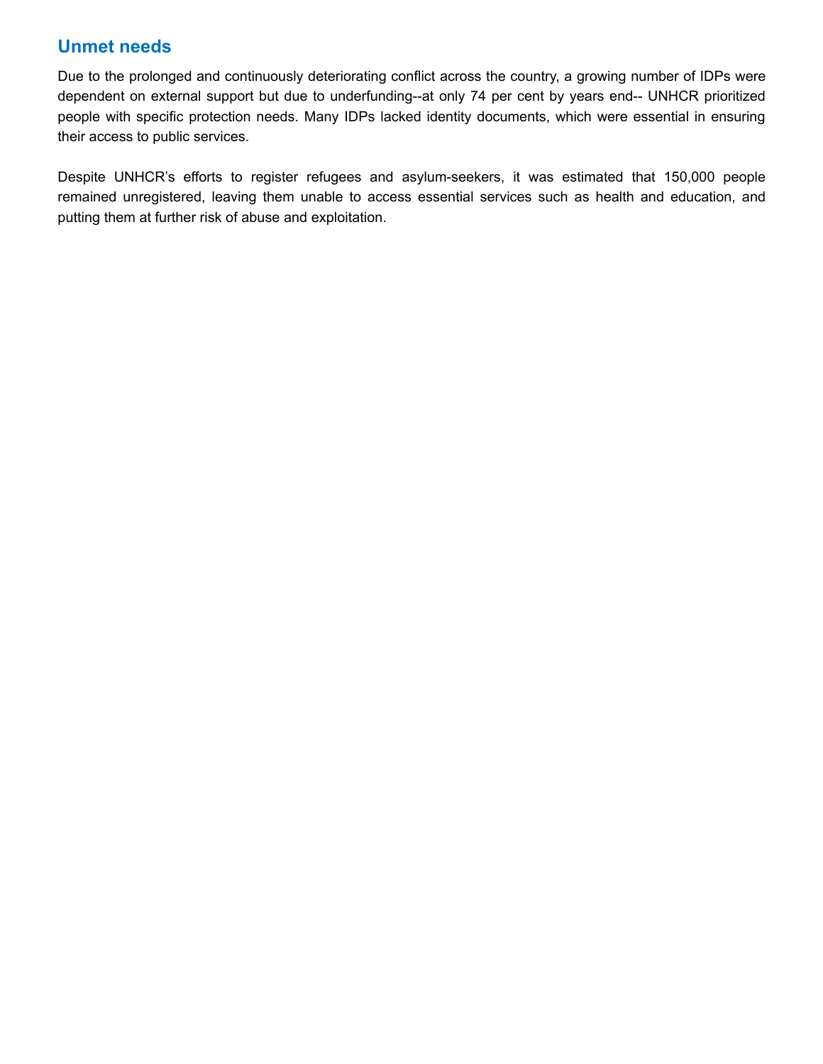## Unmet needs

Due to the prolonged and continuously deteriorating conflict across the country, a growing number of IDPs were dependent on external support but due to underfunding--at only 74 per cent by years end-- UNHCR prioritized people with specific protection needs. Many IDPs lacked identity documents, which were essential in ensuring their access to public services.

Despite UNHCR's efforts to register refugees and asylum-seekers, it was estimated that 150,000 people remained unregistered, leaving them unable to access essential services such as health and education, and putting them at further risk of abuse and exploitation.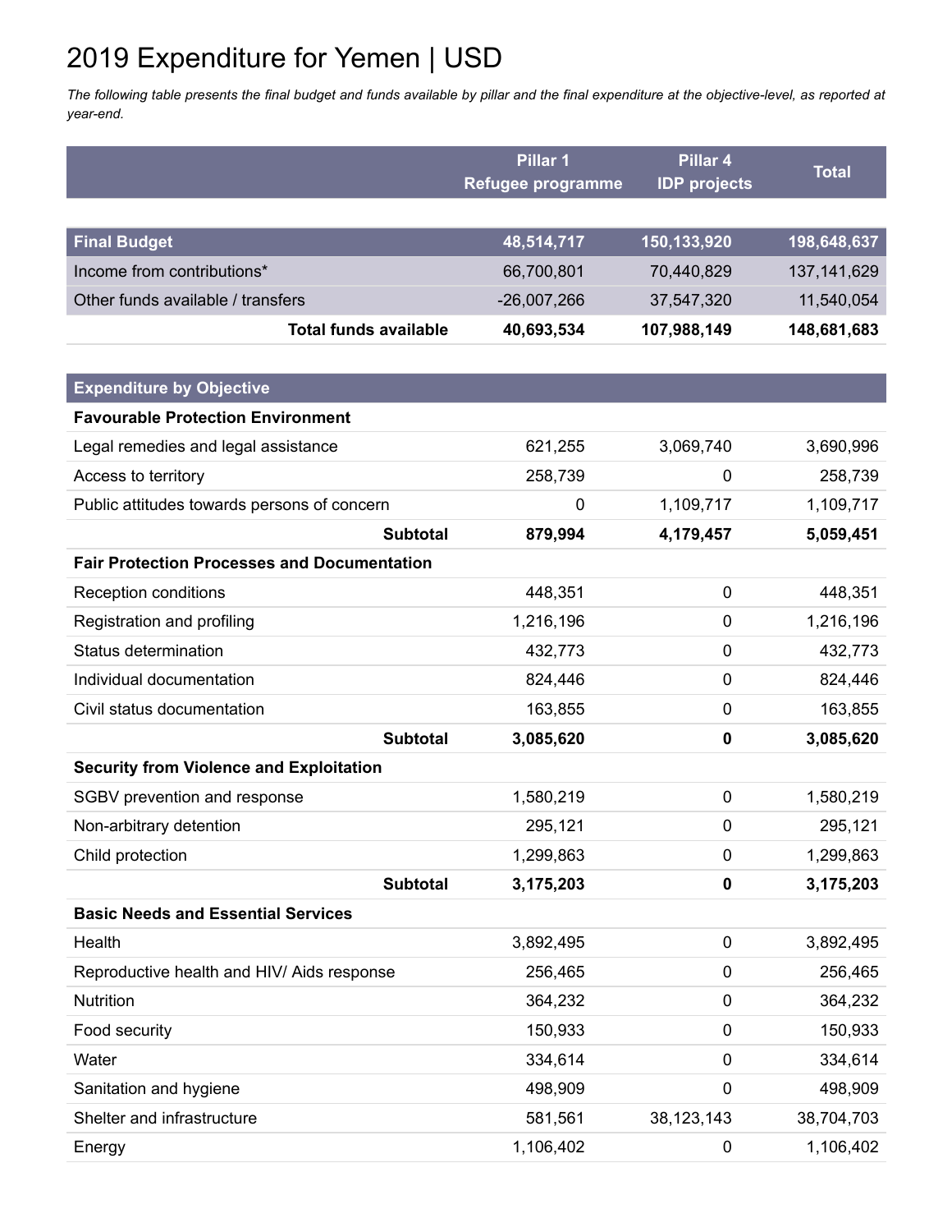# 2019 Expenditure for Yemen | USD

*The following table presents the final budget and funds available by pillar and the final expenditure at the objective-level, as reported at year-end.*

| | Pillar 1 Refugee programme | Pillar 4 IDP projects | Total |
|---|---|---|---|
| **Final Budget** | **48,514,717** | **150,133,920** | **198,648,637** |
| Income from contributions* | 66,700,801 | 70,440,829 | 137,141,629 |
| Other funds available / transfers | -26,007,266 | 37,547,320 | 11,540,054 |
| **Total funds available** | **40,693,534** | **107,988,149** | **148,681,683** |
| **Expenditure by Objective** | | | |
| **Favourable Protection Environment** | | | |
| Legal remedies and legal assistance | 621,255 | 3,069,740 | 3,690,996 |
| Access to territory | 258,739 | 0 | 258,739 |
| Public attitudes towards persons of concern | 0 | 1,109,717 | 1,109,717 |
| **Subtotal** | **879,994** | **4,179,457** | **5,059,451** |
| **Fair Protection Processes and Documentation** | | | |
| Reception conditions | 448,351 | 0 | 448,351 |
| Registration and profiling | 1,216,196 | 0 | 1,216,196 |
| Status determination | 432,773 | 0 | 432,773 |
| Individual documentation | 824,446 | 0 | 824,446 |
| Civil status documentation | 163,855 | 0 | 163,855 |
| **Subtotal** | **3,085,620** | **0** | **3,085,620** |
| **Security from Violence and Exploitation** | | | |
| SGBV prevention and response | 1,580,219 | 0 | 1,580,219 |
| Non-arbitrary detention | 295,121 | 0 | 295,121 |
| Child protection | 1,299,863 | 0 | 1,299,863 |
| **Subtotal** | **3,175,203** | **0** | **3,175,203** |
| **Basic Needs and Essential Services** | | | |
| Health | 3,892,495 | 0 | 3,892,495 |
| Reproductive health and HIV/ Aids response | 256,465 | 0 | 256,465 |
| Nutrition | 364,232 | 0 | 364,232 |
| Food security | 150,933 | 0 | 150,933 |
| Water | 334,614 | 0 | 334,614 |
| Sanitation and hygiene | 498,909 | 0 | 498,909 |
| Shelter and infrastructure | 581,561 | 38,123,143 | 38,704,703 |
| Energy | 1,106,402 | 0 | 1,106,402 |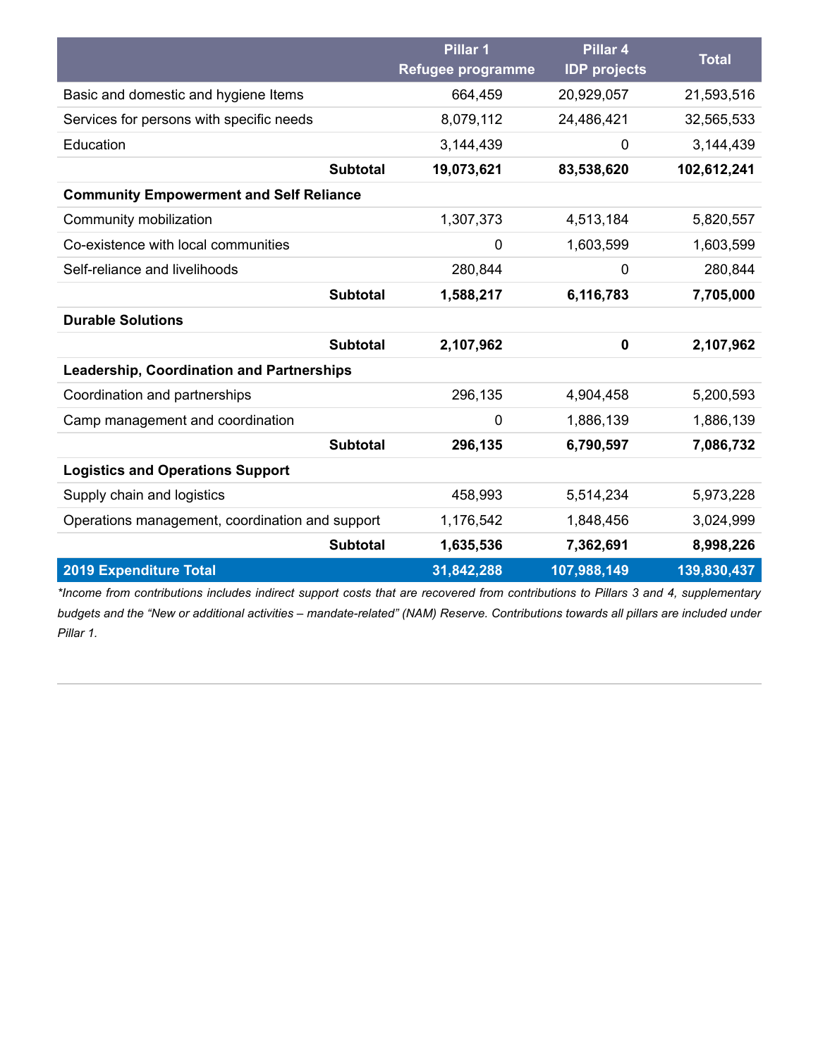| | Pillar 1 Refugee programme | Pillar 4 IDP projects | Total |
|---|---|---|---|
| Basic and domestic and hygiene Items | 664,459 | 20,929,057 | 21,593,516 |
| Services for persons with specific needs | 8,079,112 | 24,486,421 | 32,565,533 |
| Education | 3,144,439 | 0 | 3,144,439 |
| **Subtotal** | **19,073,621** | **83,538,620** | **102,612,241** |
| **Community Empowerment and Self Reliance** | | | |
| Community mobilization | 1,307,373 | 4,513,184 | 5,820,557 |
| Co-existence with local communities | 0 | 1,603,599 | 1,603,599 |
| Self-reliance and livelihoods | 280,844 | 0 | 280,844 |
| **Subtotal** | **1,588,217** | **6,116,783** | **7,705,000** |
| **Durable Solutions** | | | |
| **Subtotal** | **2,107,962** | **0** | **2,107,962** |
| **Leadership, Coordination and Partnerships** | | | |
| Coordination and partnerships | 296,135 | 4,904,458 | 5,200,593 |
| Camp management and coordination | 0 | 1,886,139 | 1,886,139 |
| **Subtotal** | **296,135** | **6,790,597** | **7,086,732** |
| **Logistics and Operations Support** | | | |
| Supply chain and logistics | 458,993 | 5,514,234 | 5,973,228 |
| Operations management, coordination and support | 1,176,542 | 1,848,456 | 3,024,999 |
| **Subtotal** | **1,635,536** | **7,362,691** | **8,998,226** |
| **2019 Expenditure Total** | **31,842,288** | **107,988,149** | **139,830,437** |

*\*Income from contributions includes indirect support costs that are recovered from contributions to Pillars 3 and 4, supplementary budgets and the "New or additional activities – mandate-related" (NAM) Reserve. Contributions towards all pillars are included under Pillar 1.*